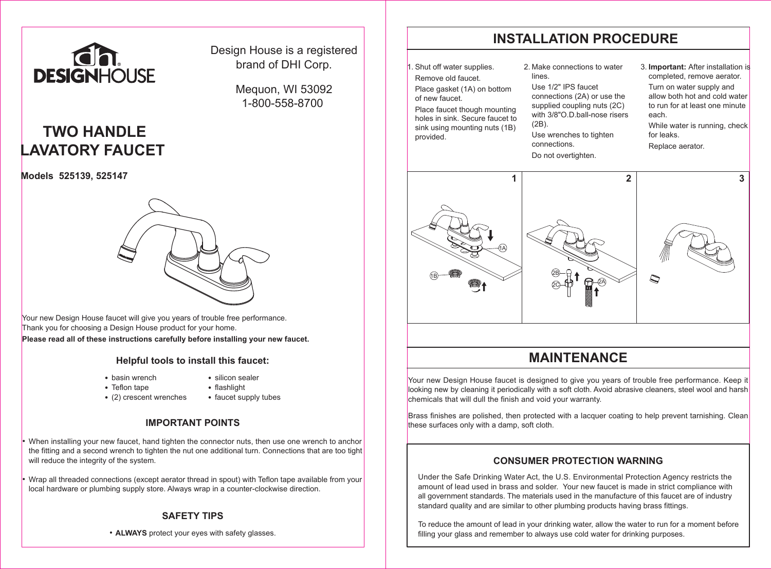DESIGNHOUSE

Design House is a registered brand of DHI Corp.

Mequon, WI 53092
1-800-558-8700

# TWO HANDLE LAVATORY FAUCET

**Models 525139, 525147**

Your new Design House faucet will give you years of trouble free performance.
Thank you for choosing a Design House product for your home.
**Please read all of these instructions carefully before installing your new faucet.**

### Helpful tools to install this faucet:

- basin wrench
- Teflon tape
- (2) crescent wrenches
- silicon sealer
- flashlight
- faucet supply tubes

### IMPORTANT POINTS

- When installing your new faucet, hand tighten the connector nuts, then use one wrench to anchor the fitting and a second wrench to tighten the nut one additional turn. Connections that are too tight will reduce the integrity of the system.
- Wrap all threaded connections (except aerator thread in spout) with Teflon tape available from your local hardware or plumbing supply store. Always wrap in a counter-clockwise direction.

### SAFETY TIPS

- **ALWAYS** protect your eyes with safety glasses.

## INSTALLATION PROCEDURE

1. Shut off water supplies.
   Remove old faucet.
   Place gasket (1A) on bottom of new faucet.
   Place faucet though mounting holes in sink. Secure faucet to sink using mounting nuts (1B) provided.
2. Make connections to water lines.
   Use 1/2" IPS faucet connections (2A) or use the supplied coupling nuts (2C) with 3/8"O.D.ball-nose risers (2B).
   Use wrenches to tighten connections.
   Do not overtighten.
3. **Important:** After installation is completed, remove aerator.
   Turn on water supply and allow both hot and cold water to run for at least one minute each.
   While water is running, check for leaks.
   Replace aerator.

1 — 1A, 1B

2 — 2A, 2B, 2C

3

## MAINTENANCE

Your new Design House faucet is designed to give you years of trouble free performance. Keep it looking new by cleaning it periodically with a soft cloth. Avoid abrasive cleaners, steel wool and harsh chemicals that will dull the finish and void your warranty.

Brass finishes are polished, then protected with a lacquer coating to help prevent tarnishing. Clean these surfaces only with a damp, soft cloth.

### CONSUMER PROTECTION WARNING

Under the Safe Drinking Water Act, the U.S. Environmental Protection Agency restricts the amount of lead used in brass and solder. Your new faucet is made in strict compliance with all government standards. The materials used in the manufacture of this faucet are of industry standard quality and are similar to other plumbing products having brass fittings.

To reduce the amount of lead in your drinking water, allow the water to run for a moment before filling your glass and remember to always use cold water for drinking purposes.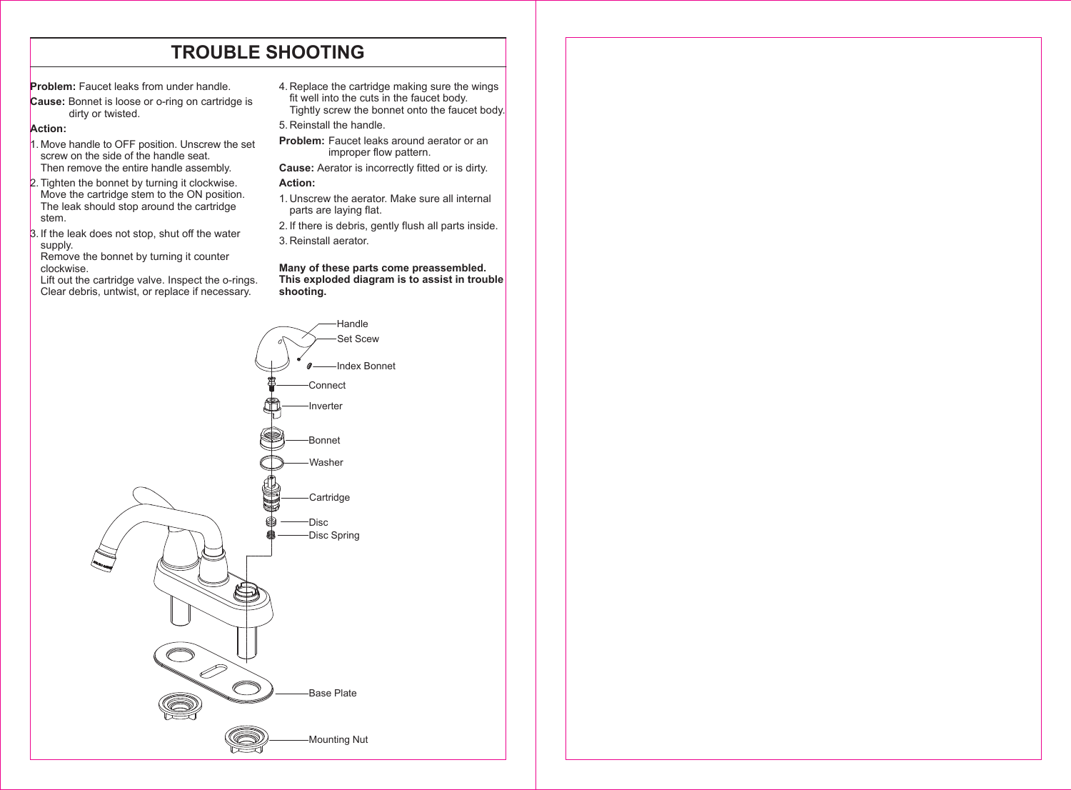# TROUBLE SHOOTING

**Problem:** Faucet leaks from under handle.

**Cause:** Bonnet is loose or o-ring on cartridge is dirty or twisted.

**Action:**

1. Move handle to OFF position. Unscrew the set screw on the side of the handle seat. Then remove the entire handle assembly.
2. Tighten the bonnet by turning it clockwise. Move the cartridge stem to the ON position. The leak should stop around the cartridge stem.
3. If the leak does not stop, shut off the water supply. Remove the bonnet by turning it counter clockwise. Lift out the cartridge valve. Inspect the o-rings. Clear debris, untwist, or replace if necessary.
4. Replace the cartridge making sure the wings fit well into the cuts in the faucet body. Tightly screw the bonnet onto the faucet body.
5. Reinstall the handle.

**Problem:** Faucet leaks around aerator or an improper flow pattern.

**Cause:** Aerator is incorrectly fitted or is dirty.

**Action:**

1. Unscrew the aerator. Make sure all internal parts are laying flat.
2. If there is debris, gently flush all parts inside.
3. Reinstall aerator.

**Many of these parts come preassembled. This exploded diagram is to assist in trouble shooting.**

Handle
Set Scew
Index Bonnet
Connect
Inverter
Bonnet
Washer
Cartridge
Disc
Disc Spring
Base Plate
Mounting Nut